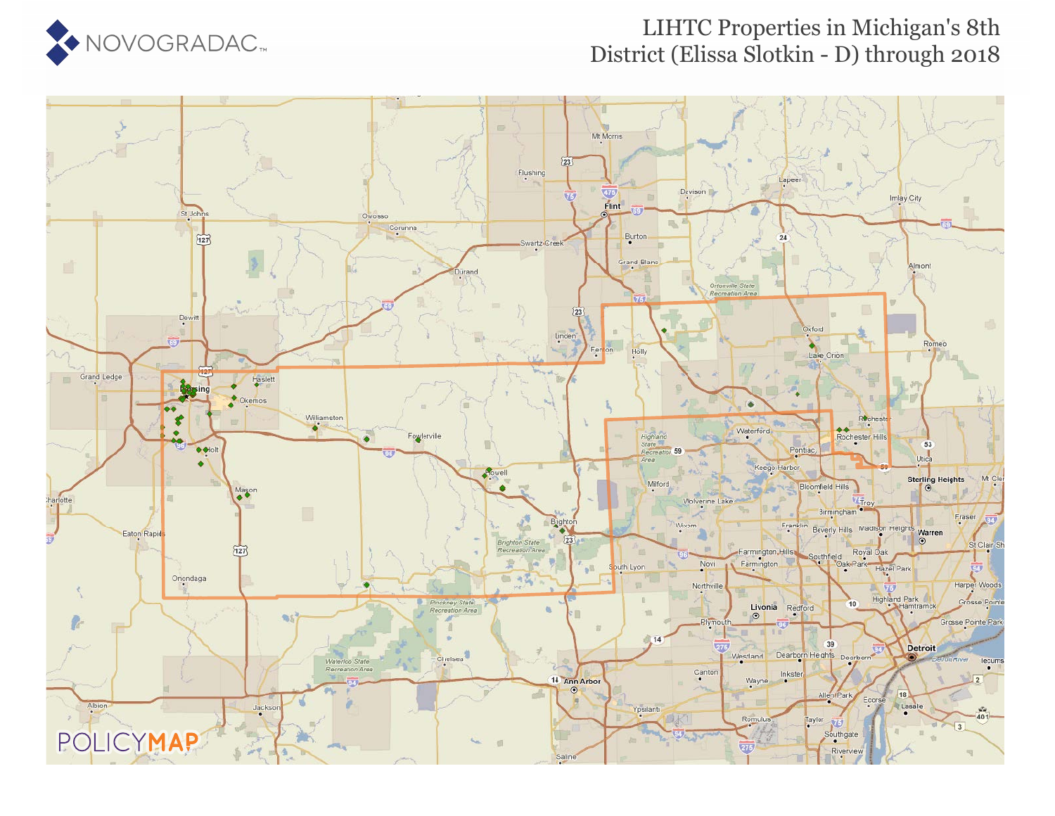NOVOGRADAC

# LIHTC Properties in Michigan's 8th District (Elissa Slotkin - D) through 2018

POLICYMAP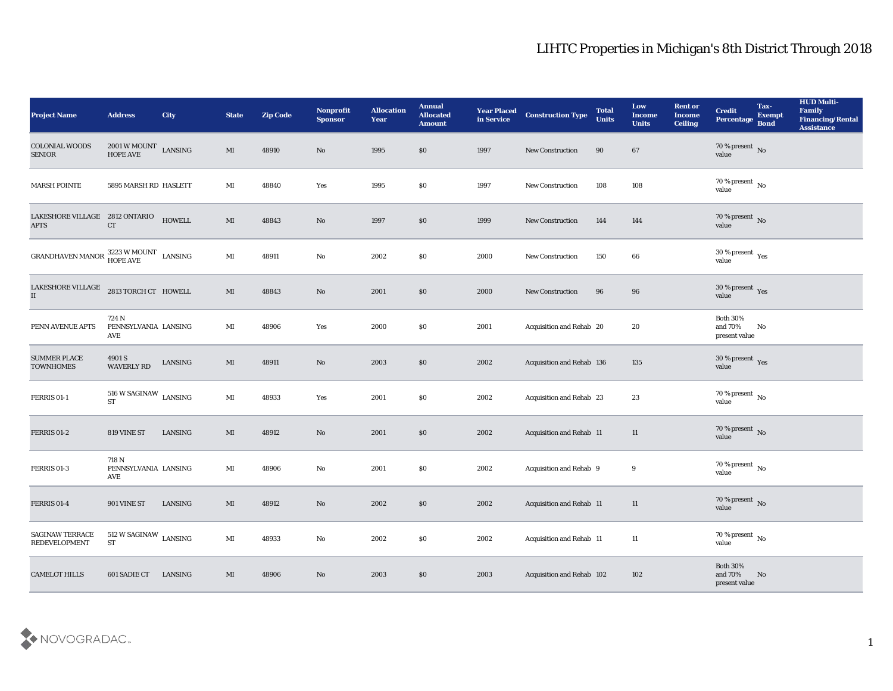# LIHTC Properties in Michigan's 8th District Through 2018

| Project Name | Address | City | State | Zip Code | Nonprofit Sponsor | Allocation Year | Annual Allocated Amount | Year Placed in Service | Construction Type | Total Units | Low Income Units | Rent or Income Ceiling | Credit Percentage | Tax-Exempt Bond | HUD Multi-Family Financing/Rental Assistance |
|---|---|---|---|---|---|---|---|---|---|---|---|---|---|---|---|
| COLONIAL WOODS SENIOR | 2001 W MOUNT HOPE AVE | LANSING | MI | 48910 | No | 1995 | $0 | 1997 | New Construction | 90 | 67 | | 70 % present value | No | |
| MARSH POINTE | 5895 MARSH RD | HASLETT | MI | 48840 | Yes | 1995 | $0 | 1997 | New Construction | 108 | 108 | | 70 % present value | No | |
| LAKESHORE VILLAGE APTS | 2812 ONTARIO CT | HOWELL | MI | 48843 | No | 1997 | $0 | 1999 | New Construction | 144 | 144 | | 70 % present value | No | |
| GRANDHAVEN MANOR | 3223 W MOUNT HOPE AVE | LANSING | MI | 48911 | No | 2002 | $0 | 2000 | New Construction | 150 | 66 | | 30 % present value | Yes | |
| LAKESHORE VILLAGE II | 2813 TORCH CT | HOWELL | MI | 48843 | No | 2001 | $0 | 2000 | New Construction | 96 | 96 | | 30 % present value | Yes | |
| PENN AVENUE APTS | 724 N PENNSYLVANIA AVE | LANSING | MI | 48906 | Yes | 2000 | $0 | 2001 | Acquisition and Rehab | 20 | 20 | | Both 30% and 70% present value | No | |
| SUMMER PLACE TOWNHOMES | 4901 S WAVERLY RD | LANSING | MI | 48911 | No | 2003 | $0 | 2002 | Acquisition and Rehab | 136 | 135 | | 30 % present value | Yes | |
| FERRIS 01-1 | 516 W SAGINAW ST | LANSING | MI | 48933 | Yes | 2001 | $0 | 2002 | Acquisition and Rehab | 23 | 23 | | 70 % present value | No | |
| FERRIS 01-2 | 819 VINE ST | LANSING | MI | 48912 | No | 2001 | $0 | 2002 | Acquisition and Rehab | 11 | 11 | | 70 % present value | No | |
| FERRIS 01-3 | 718 N PENNSYLVANIA AVE | LANSING | MI | 48906 | No | 2001 | $0 | 2002 | Acquisition and Rehab | 9 | 9 | | 70 % present value | No | |
| FERRIS 01-4 | 901 VINE ST | LANSING | MI | 48912 | No | 2002 | $0 | 2002 | Acquisition and Rehab | 11 | 11 | | 70 % present value | No | |
| SAGINAW TERRACE REDEVELOPMENT | 512 W SAGINAW ST | LANSING | MI | 48933 | No | 2002 | $0 | 2002 | Acquisition and Rehab | 11 | 11 | | 70 % present value | No | |
| CAMELOT HILLS | 601 SADIE CT | LANSING | MI | 48906 | No | 2003 | $0 | 2003 | Acquisition and Rehab | 102 | 102 | | Both 30% and 70% present value | No | |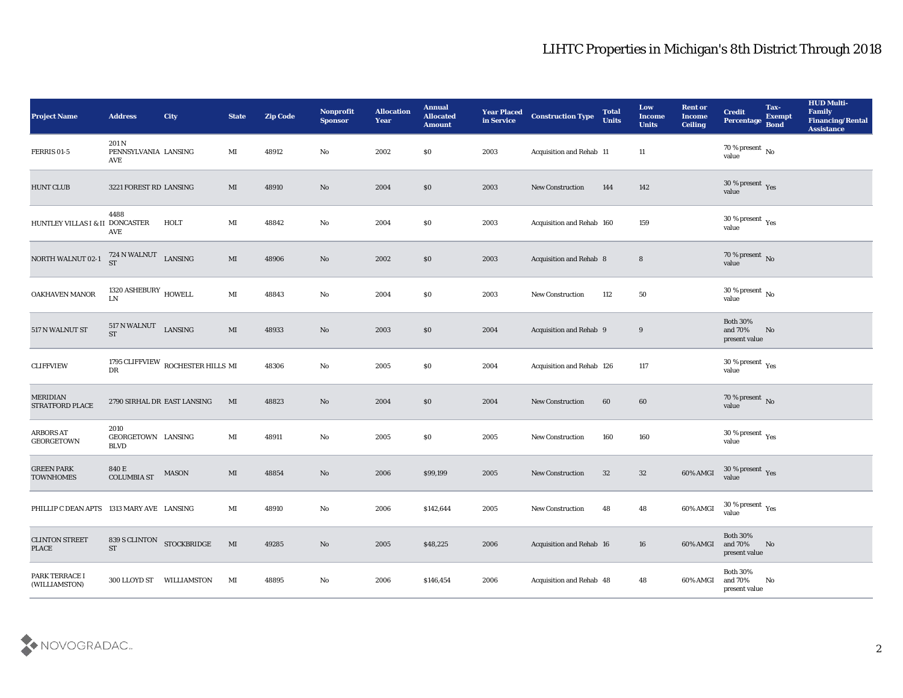# LIHTC Properties in Michigan's 8th District Through 2018

| Project Name | Address | City | State | Zip Code | Nonprofit Sponsor | Allocation Year | Annual Allocated Amount | Year Placed in Service | Construction Type | Total Units | Low Income Units | Rent or Income Ceiling | Credit Percentage | Tax-Exempt Bond | HUD Multi-Family Financing/Rental Assistance |
|---|---|---|---|---|---|---|---|---|---|---|---|---|---|---|---|
| FERRIS 01-5 | 201 N PENNSYLVANIA AVE | LANSING | MI | 48912 | No | 2002 | $0 | 2003 | Acquisition and Rehab | 11 | 11 | | 70 % present value | No | |
| HUNT CLUB | 3221 FOREST RD | LANSING | MI | 48910 | No | 2004 | $0 | 2003 | New Construction | 144 | 142 | | 30 % present value | Yes | |
| HUNTLEY VILLAS I & II | 4488 DONCASTER AVE | HOLT | MI | 48842 | No | 2004 | $0 | 2003 | Acquisition and Rehab | 160 | 159 | | 30 % present value | Yes | |
| NORTH WALNUT 02-1 | 724 N WALNUT ST | LANSING | MI | 48906 | No | 2002 | $0 | 2003 | Acquisition and Rehab | 8 | 8 | | 70 % present value | No | |
| OAKHAVEN MANOR | 1320 ASHEBURY LN | HOWELL | MI | 48843 | No | 2004 | $0 | 2003 | New Construction | 112 | 50 | | 30 % present value | No | |
| 517 N WALNUT ST | 517 N WALNUT ST | LANSING | MI | 48933 | No | 2003 | $0 | 2004 | Acquisition and Rehab | 9 | 9 | | Both 30% and 70% present value | No | |
| CLIFFVIEW | 1795 CLIFFVIEW DR | ROCHESTER HILLS | MI | 48306 | No | 2005 | $0 | 2004 | Acquisition and Rehab | 126 | 117 | | 30 % present value | Yes | |
| MERIDIAN STRATFORD PLACE | 2790 SIRHAL DR | EAST LANSING | MI | 48823 | No | 2004 | $0 | 2004 | New Construction | 60 | 60 | | 70 % present value | No | |
| ARBORS AT GEORGETOWN | 2010 GEORGETOWN BLVD | LANSING | MI | 48911 | No | 2005 | $0 | 2005 | New Construction | 160 | 160 | | 30 % present value | Yes | |
| GREEN PARK TOWNHOMES | 840 E COLUMBIA ST | MASON | MI | 48854 | No | 2006 | $99,199 | 2005 | New Construction | 32 | 32 | 60% AMGI | 30 % present value | Yes | |
| PHILLIP C DEAN APTS | 1313 MARY AVE | LANSING | MI | 48910 | No | 2006 | $142,644 | 2005 | New Construction | 48 | 48 | 60% AMGI | 30 % present value | Yes | |
| CLINTON STREET PLACE | 839 S CLINTON ST | STOCKBRIDGE | MI | 49285 | No | 2005 | $48,225 | 2006 | Acquisition and Rehab | 16 | 16 | 60% AMGI | Both 30% and 70% present value | No | |
| PARK TERRACE I (WILLIAMSTON) | 300 LLOYD ST | WILLIAMSTON | MI | 48895 | No | 2006 | $146,454 | 2006 | Acquisition and Rehab | 48 | 48 | 60% AMGI | Both 30% and 70% present value | No | |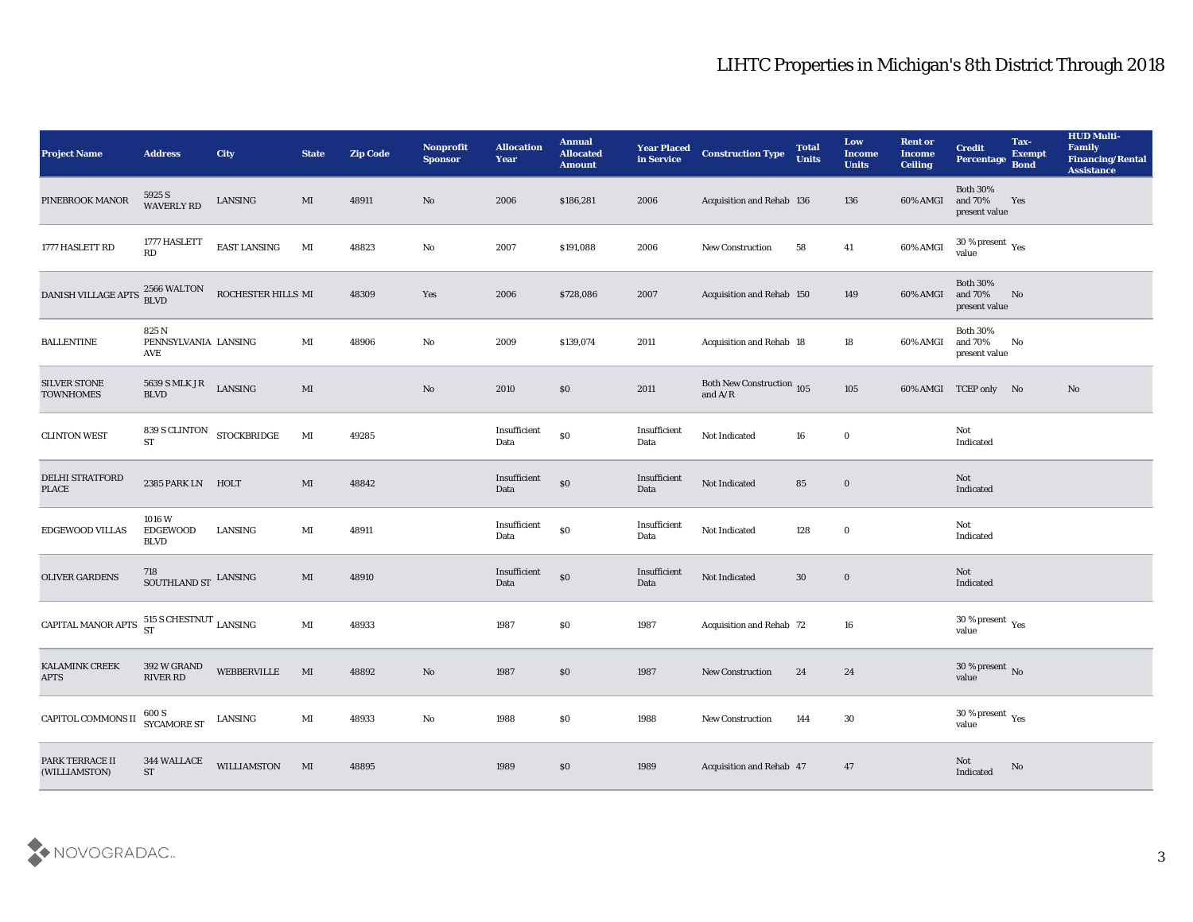# LIHTC Properties in Michigan's 8th District Through 2018

| Project Name | Address | City | State | Zip Code | Nonprofit Sponsor | Allocation Year | Annual Allocated Amount | Year Placed in Service | Construction Type | Total Units | Low Income Units | Rent or Income Ceiling | Credit Percentage | Tax-Exempt Bond | HUD Multi-Family Financing/Rental Assistance |
|---|---|---|---|---|---|---|---|---|---|---|---|---|---|---|---|
| PINEBROOK MANOR | 5925 S WAVERLY RD | LANSING | MI | 48911 | No | 2006 | $186,281 | 2006 | Acquisition and Rehab | 136 | 136 | 60% AMGI | Both 30% and 70% present value | Yes | |
| 1777 HASLETT RD | 1777 HASLETT RD | EAST LANSING | MI | 48823 | No | 2007 | $191,088 | 2006 | New Construction | 58 | 41 | 60% AMGI | 30 % present value | Yes | |
| DANISH VILLAGE APTS | 2566 WALTON BLVD | ROCHESTER HILLS | MI | 48309 | Yes | 2006 | $728,086 | 2007 | Acquisition and Rehab | 150 | 149 | 60% AMGI | Both 30% and 70% present value | No | |
| BALLENTINE | 825 N PENNSYLVANIA AVE | LANSING | MI | 48906 | No | 2009 | $139,074 | 2011 | Acquisition and Rehab | 18 | 18 | 60% AMGI | Both 30% and 70% present value | No | |
| SILVER STONE TOWNHOMES | 5639 S MLK J R BLVD | LANSING | MI | | No | 2010 | $0 | 2011 | Both New Construction and A/R | 105 | 105 | 60% AMGI | TCEP only | No | No |
| CLINTON WEST | 839 S CLINTON ST | STOCKBRIDGE | MI | 49285 | | Insufficient Data | $0 | Insufficient Data | Not Indicated | 16 | 0 | | Not Indicated | | |
| DELHI STRATFORD PLACE | 2385 PARK LN | HOLT | MI | 48842 | | Insufficient Data | $0 | Insufficient Data | Not Indicated | 85 | 0 | | Not Indicated | | |
| EDGEWOOD VILLAS | 1016 W EDGEWOOD BLVD | LANSING | MI | 48911 | | Insufficient Data | $0 | Insufficient Data | Not Indicated | 128 | 0 | | Not Indicated | | |
| OLIVER GARDENS | 718 SOUTHLAND ST | LANSING | MI | 48910 | | Insufficient Data | $0 | Insufficient Data | Not Indicated | 30 | 0 | | Not Indicated | | |
| CAPITAL MANOR APTS | 515 S CHESTNUT ST | LANSING | MI | 48933 | | 1987 | $0 | 1987 | Acquisition and Rehab | 72 | 16 | | 30 % present value | Yes | |
| KALAMINK CREEK APTS | 392 W GRAND RIVER RD | WEBBERVILLE | MI | 48892 | No | 1987 | $0 | 1987 | New Construction | 24 | 24 | | 30 % present value | No | |
| CAPITOL COMMONS II | 600 S SYCAMORE ST | LANSING | MI | 48933 | No | 1988 | $0 | 1988 | New Construction | 144 | 30 | | 30 % present value | Yes | |
| PARK TERRACE II (WILLIAMSTON) | 344 WALLACE ST | WILLIAMSTON | MI | 48895 | | 1989 | $0 | 1989 | Acquisition and Rehab | 47 | 47 | | Not Indicated | No | |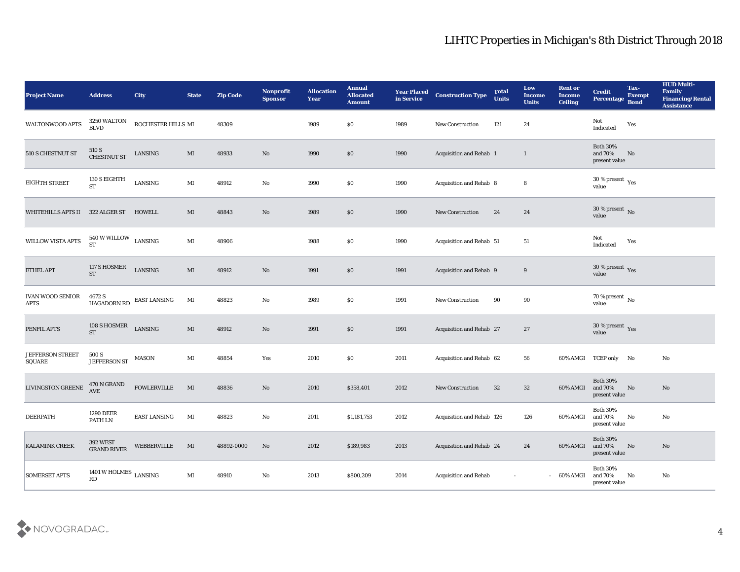# LIHTC Properties in Michigan's 8th District Through 2018

| Project Name | Address | City | State | Zip Code | Nonprofit Sponsor | Allocation Year | Annual Allocated Amount | Year Placed in Service | Construction Type | Total Units | Low Income Units | Rent or Income Ceiling | Credit Percentage | Tax-Exempt Bond | HUD Multi-Family Financing/Rental Assistance |
|---|---|---|---|---|---|---|---|---|---|---|---|---|---|---|---|
| WALTONWOOD APTS | 3250 WALTON BLVD | ROCHESTER HILLS | MI | 48309 | | 1989 | $0 | 1989 | New Construction | 121 | 24 | | Not Indicated | Yes | |
| 510 S CHESTNUT ST | 510 S CHESTNUT ST | LANSING | MI | 48933 | No | 1990 | $0 | 1990 | Acquisition and Rehab | 1 | 1 | | Both 30% and 70% present value | No | |
| EIGHTH STREET | 130 S EIGHTH ST | LANSING | MI | 48912 | No | 1990 | $0 | 1990 | Acquisition and Rehab | 8 | 8 | | 30 % present value | Yes | |
| WHITEHILLS APTS II | 322 ALGER ST | HOWELL | MI | 48843 | No | 1989 | $0 | 1990 | New Construction | 24 | 24 | | 30 % present value | No | |
| WILLOW VISTA APTS | 540 W WILLOW ST | LANSING | MI | 48906 | | 1988 | $0 | 1990 | Acquisition and Rehab | 51 | 51 | | Not Indicated | Yes | |
| ETHEL APT | 117 S HOSMER ST | LANSING | MI | 48912 | No | 1991 | $0 | 1991 | Acquisition and Rehab | 9 | 9 | | 30 % present value | Yes | |
| IVAN WOOD SENIOR APTS | 4672 S HAGADORN RD | EAST LANSING | MI | 48823 | No | 1989 | $0 | 1991 | New Construction | 90 | 90 | | 70 % present value | No | |
| PENFIL APTS | 108 S HOSMER ST | LANSING | MI | 48912 | No | 1991 | $0 | 1991 | Acquisition and Rehab | 27 | 27 | | 30 % present value | Yes | |
| JEFFERSON STREET SQUARE | 500 S JEFFERSON ST | MASON | MI | 48854 | Yes | 2010 | $0 | 2011 | Acquisition and Rehab | 62 | 56 | 60% AMGI | TCEP only | No | No |
| LIVINGSTON GREENE | 470 N GRAND AVE | FOWLERVILLE | MI | 48836 | No | 2010 | $358,401 | 2012 | New Construction | 32 | 32 | 60% AMGI | Both 30% and 70% present value | No | No |
| DEERPATH | 1290 DEER PATH LN | EAST LANSING | MI | 48823 | No | 2011 | $1,181,753 | 2012 | Acquisition and Rehab | 126 | 126 | 60% AMGI | Both 30% and 70% present value | No | No |
| KALAMINK CREEK | 392 WEST GRAND RIVER | WEBBERVILLE | MI | 48892-0000 | No | 2012 | $189,983 | 2013 | Acquisition and Rehab | 24 | 24 | 60% AMGI | Both 30% and 70% present value | No | No |
| SOMERSET APTS | 1401 W HOLMES RD | LANSING | MI | 48910 | No | 2013 | $800,209 | 2014 | Acquisition and Rehab | - | - | 60% AMGI | Both 30% and 70% present value | No | No |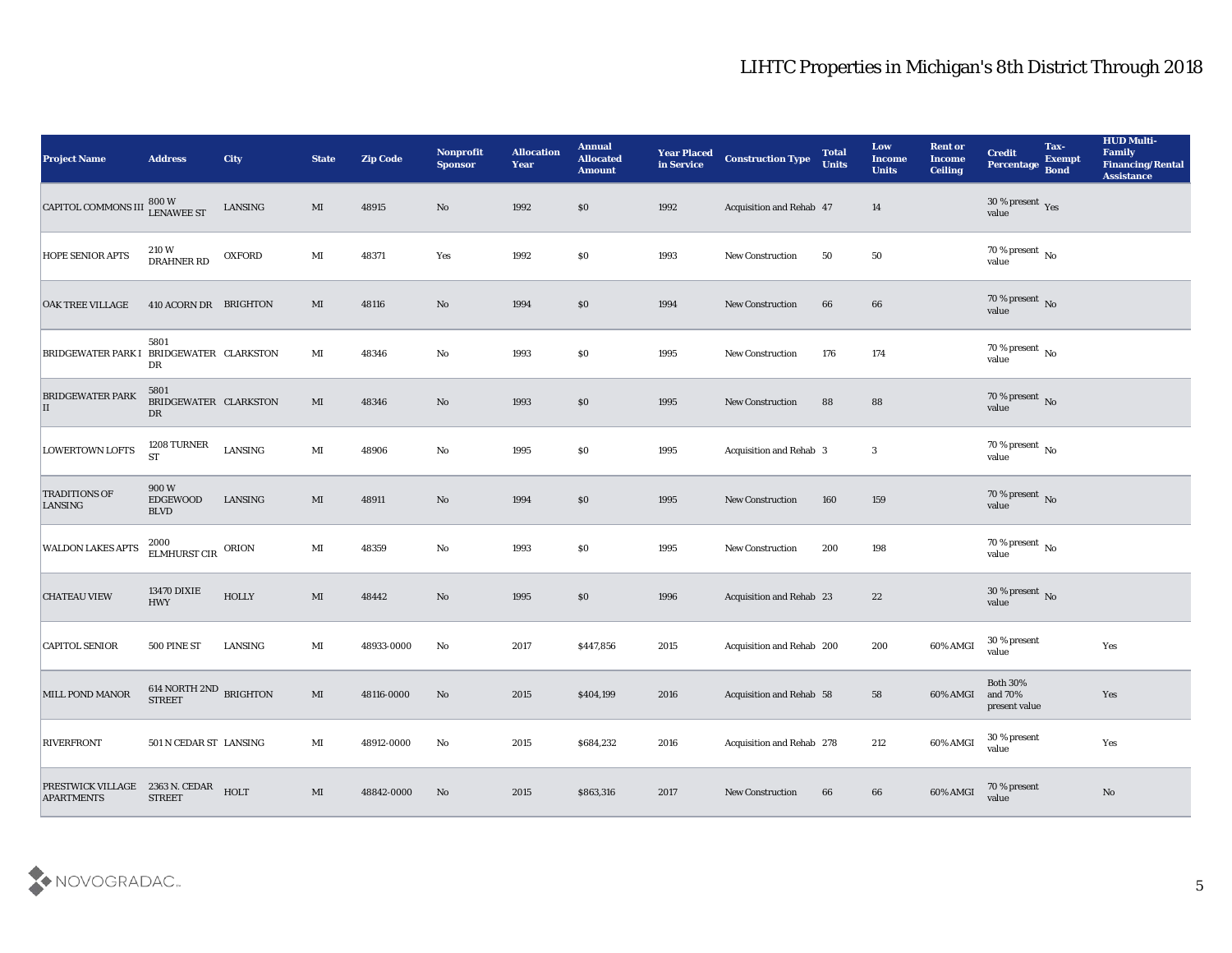# LIHTC Properties in Michigan's 8th District Through 2018

| Project Name | Address | City | State | Zip Code | Nonprofit Sponsor | Allocation Year | Annual Allocated Amount | Year Placed in Service | Construction Type | Total Units | Low Income Units | Rent or Income Ceiling | Credit Percentage | Tax-Exempt Bond | HUD Multi-Family Financing/Rental Assistance |
|---|---|---|---|---|---|---|---|---|---|---|---|---|---|---|---|
| CAPITOL COMMONS III | 800 W LENAWEE ST | LANSING | MI | 48915 | No | 1992 | $0 | 1992 | Acquisition and Rehab | 47 | 14 | | 30 % present value | Yes | |
| HOPE SENIOR APTS | 210 W DRAHNER RD | OXFORD | MI | 48371 | Yes | 1992 | $0 | 1993 | New Construction | 50 | 50 | | 70 % present value | No | |
| OAK TREE VILLAGE | 410 ACORN DR | BRIGHTON | MI | 48116 | No | 1994 | $0 | 1994 | New Construction | 66 | 66 | | 70 % present value | No | |
| BRIDGEWATER PARK I | 5801 BRIDGEWATER DR | CLARKSTON | MI | 48346 | No | 1993 | $0 | 1995 | New Construction | 176 | 174 | | 70 % present value | No | |
| BRIDGEWATER PARK II | 5801 BRIDGEWATER DR | CLARKSTON | MI | 48346 | No | 1993 | $0 | 1995 | New Construction | 88 | 88 | | 70 % present value | No | |
| LOWERTOWN LOFTS | 1208 TURNER ST | LANSING | MI | 48906 | No | 1995 | $0 | 1995 | Acquisition and Rehab | 3 | 3 | | 70 % present value | No | |
| TRADITIONS OF LANSING | 900 W EDGEWOOD BLVD | LANSING | MI | 48911 | No | 1994 | $0 | 1995 | New Construction | 160 | 159 | | 70 % present value | No | |
| WALDON LAKES APTS | 2000 ELMHURST CIR | ORION | MI | 48359 | No | 1993 | $0 | 1995 | New Construction | 200 | 198 | | 70 % present value | No | |
| CHATEAU VIEW | 13470 DIXIE HWY | HOLLY | MI | 48442 | No | 1995 | $0 | 1996 | Acquisition and Rehab | 23 | 22 | | 30 % present value | No | |
| CAPITOL SENIOR | 500 PINE ST | LANSING | MI | 48933-0000 | No | 2017 | $447,856 | 2015 | Acquisition and Rehab | 200 | 200 | 60% AMGI | 30 % present value | | Yes |
| MILL POND MANOR | 614 NORTH 2ND STREET | BRIGHTON | MI | 48116-0000 | No | 2015 | $404,199 | 2016 | Acquisition and Rehab | 58 | 58 | 60% AMGI | Both 30% and 70% present value | | Yes |
| RIVERFRONT | 501 N CEDAR ST | LANSING | MI | 48912-0000 | No | 2015 | $684,232 | 2016 | Acquisition and Rehab | 278 | 212 | 60% AMGI | 30 % present value | | Yes |
| PRESTWICK VILLAGE APARTMENTS | 2363 N. CEDAR STREET | HOLT | MI | 48842-0000 | No | 2015 | $863,316 | 2017 | New Construction | 66 | 66 | 60% AMGI | 70 % present value | | No |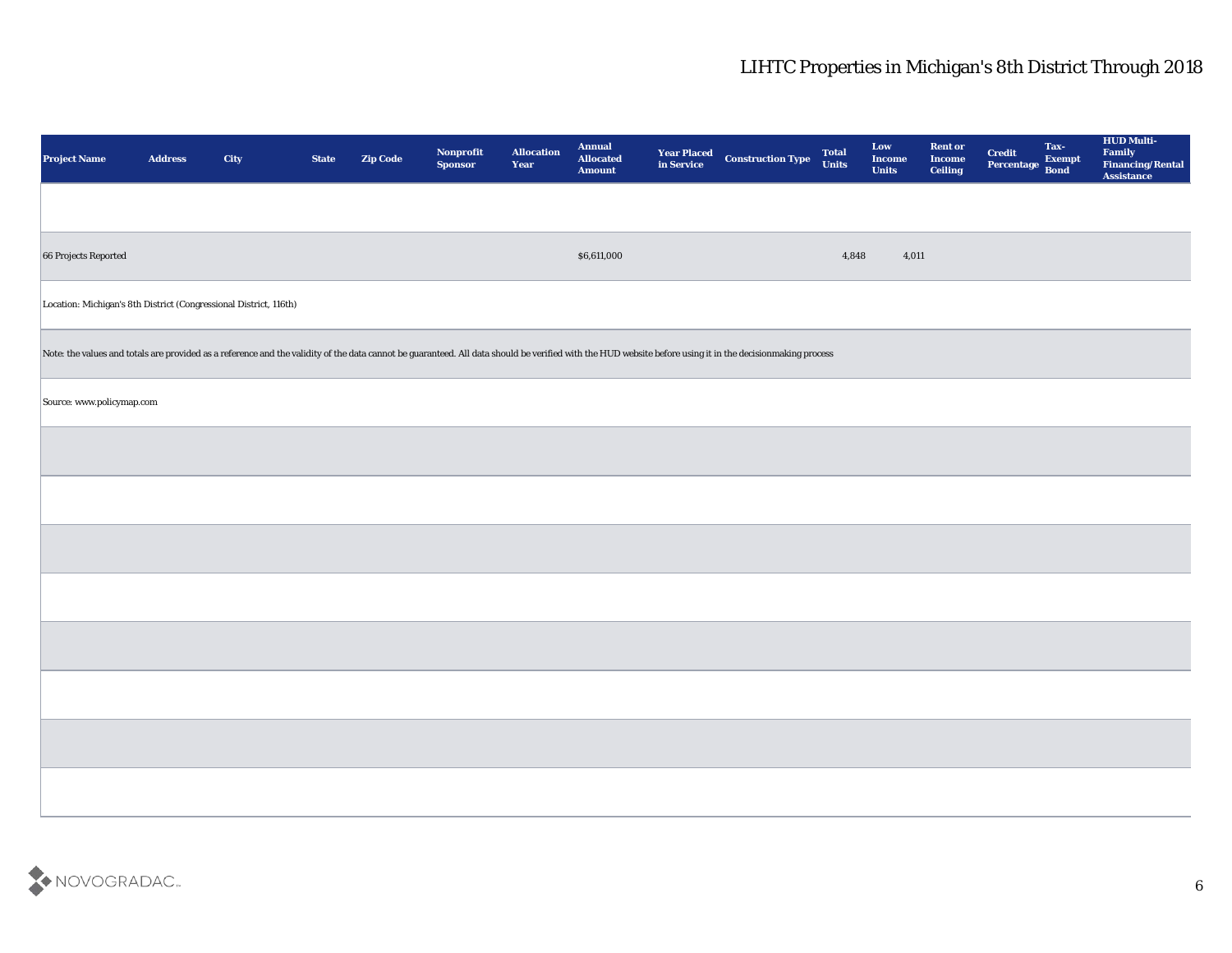# LIHTC Properties in Michigan's 8th District Through 2018

| Project Name | Address | City | State | Zip Code | Nonprofit Sponsor | Allocation Year | Annual Allocated Amount | Year Placed in Service | Construction Type | Total Units | Low Income Units | Rent or Income Ceiling | Credit Percentage | Tax-Exempt Bond | HUD Multi-Family Financing/Rental Assistance |
|---|---|---|---|---|---|---|---|---|---|---|---|---|---|---|---|
| | | | | | | | | | | | | | | | |
| 66 Projects Reported | | | | | | | $6,611,000 | | | 4,848 | 4,011 | | | | |
| Location: Michigan's 8th District (Congressional District, 116th) | | | | | | | | | | | | | | | |
| Note: the values and totals are provided as a reference and the validity of the data cannot be guaranteed. All data should be verified with the HUD website before using it in the decisionmaking process | | | | | | | | | | | | | | | |
| Source: www.policymap.com | | | | | | | | | | | | | | | |